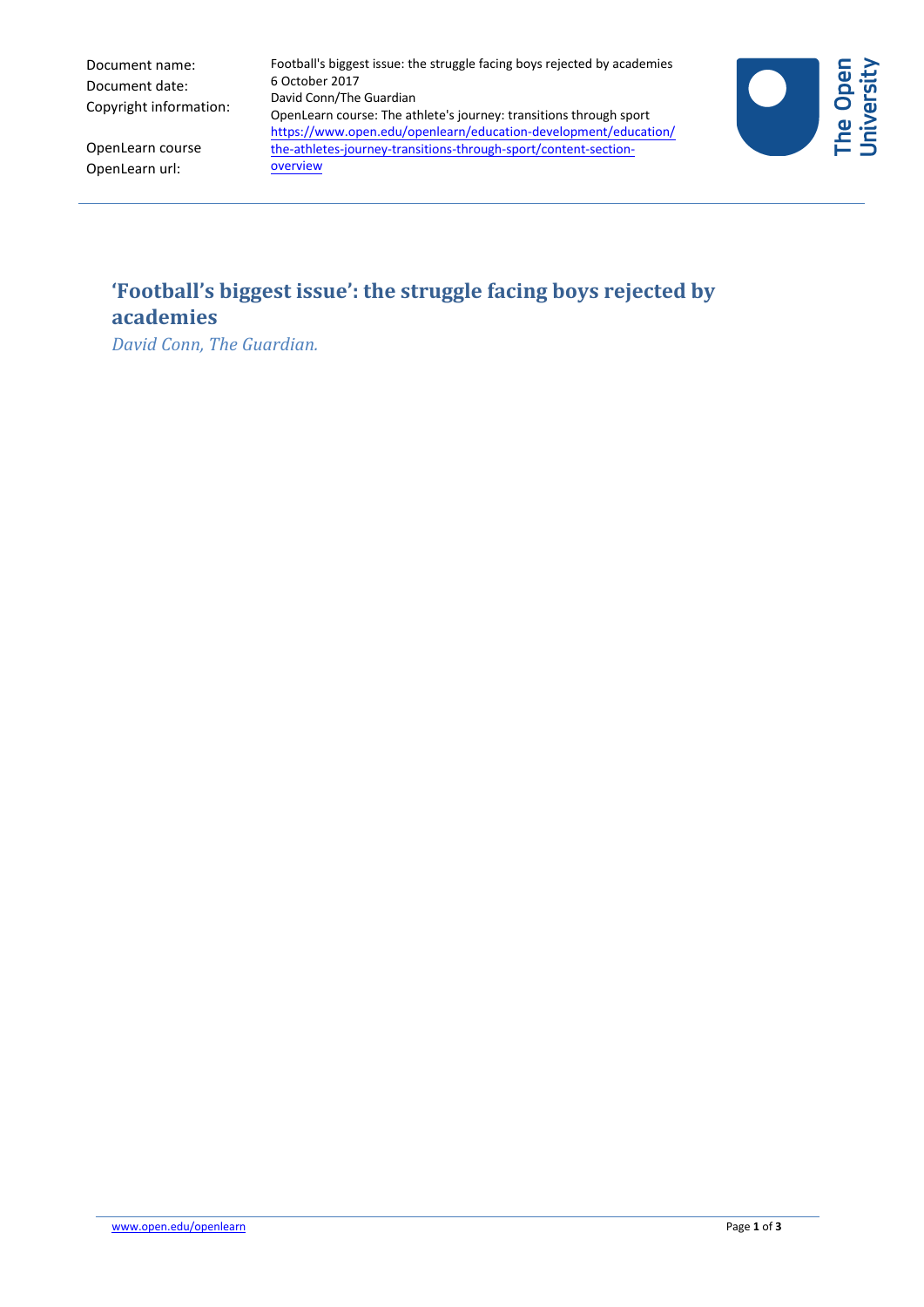Document name: Football's biggest issue: the struggle facing boys rejected by academies
Document date: 6 October 2017
Copyright information: David Conn/The Guardian
OpenLearn course: OpenLearn course: The athlete's journey: transitions through sport
OpenLearn url: https://www.open.edu/openlearn/education-development/education/the-athletes-journey-transitions-through-sport/content-section-overview

# 'Football's biggest issue': the struggle facing boys rejected by academies

*David Conn, The Guardian.*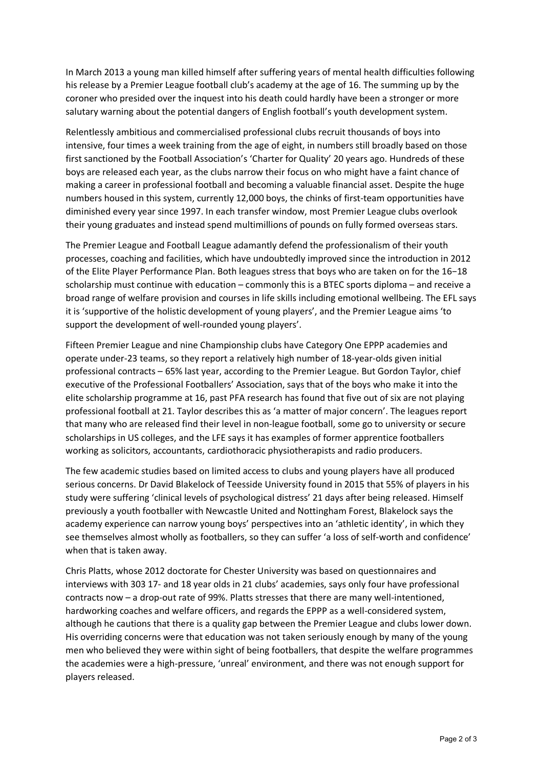In March 2013 a young man killed himself after suffering years of mental health difficulties following his release by a Premier League football club's academy at the age of 16. The summing up by the coroner who presided over the inquest into his death could hardly have been a stronger or more salutary warning about the potential dangers of English football's youth development system.

Relentlessly ambitious and commercialised professional clubs recruit thousands of boys into intensive, four times a week training from the age of eight, in numbers still broadly based on those first sanctioned by the Football Association's 'Charter for Quality' 20 years ago. Hundreds of these boys are released each year, as the clubs narrow their focus on who might have a faint chance of making a career in professional football and becoming a valuable financial asset. Despite the huge numbers housed in this system, currently 12,000 boys, the chinks of first-team opportunities have diminished every year since 1997. In each transfer window, most Premier League clubs overlook their young graduates and instead spend multimillions of pounds on fully formed overseas stars.

The Premier League and Football League adamantly defend the professionalism of their youth processes, coaching and facilities, which have undoubtedly improved since the introduction in 2012 of the Elite Player Performance Plan. Both leagues stress that boys who are taken on for the 16−18 scholarship must continue with education – commonly this is a BTEC sports diploma – and receive a broad range of welfare provision and courses in life skills including emotional wellbeing. The EFL says it is 'supportive of the holistic development of young players', and the Premier League aims 'to support the development of well-rounded young players'.

Fifteen Premier League and nine Championship clubs have Category One EPPP academies and operate under-23 teams, so they report a relatively high number of 18-year-olds given initial professional contracts – 65% last year, according to the Premier League. But Gordon Taylor, chief executive of the Professional Footballers' Association, says that of the boys who make it into the elite scholarship programme at 16, past PFA research has found that five out of six are not playing professional football at 21. Taylor describes this as 'a matter of major concern'. The leagues report that many who are released find their level in non-league football, some go to university or secure scholarships in US colleges, and the LFE says it has examples of former apprentice footballers working as solicitors, accountants, cardiothoracic physiotherapists and radio producers.

The few academic studies based on limited access to clubs and young players have all produced serious concerns. Dr David Blakelock of Teesside University found in 2015 that 55% of players in his study were suffering 'clinical levels of psychological distress' 21 days after being released. Himself previously a youth footballer with Newcastle United and Nottingham Forest, Blakelock says the academy experience can narrow young boys' perspectives into an 'athletic identity', in which they see themselves almost wholly as footballers, so they can suffer 'a loss of self-worth and confidence' when that is taken away.

Chris Platts, whose 2012 doctorate for Chester University was based on questionnaires and interviews with 303 17- and 18 year olds in 21 clubs' academies, says only four have professional contracts now – a drop-out rate of 99%. Platts stresses that there are many well-intentioned, hardworking coaches and welfare officers, and regards the EPPP as a well-considered system, although he cautions that there is a quality gap between the Premier League and clubs lower down. His overriding concerns were that education was not taken seriously enough by many of the young men who believed they were within sight of being footballers, that despite the welfare programmes the academies were a high-pressure, 'unreal' environment, and there was not enough support for players released.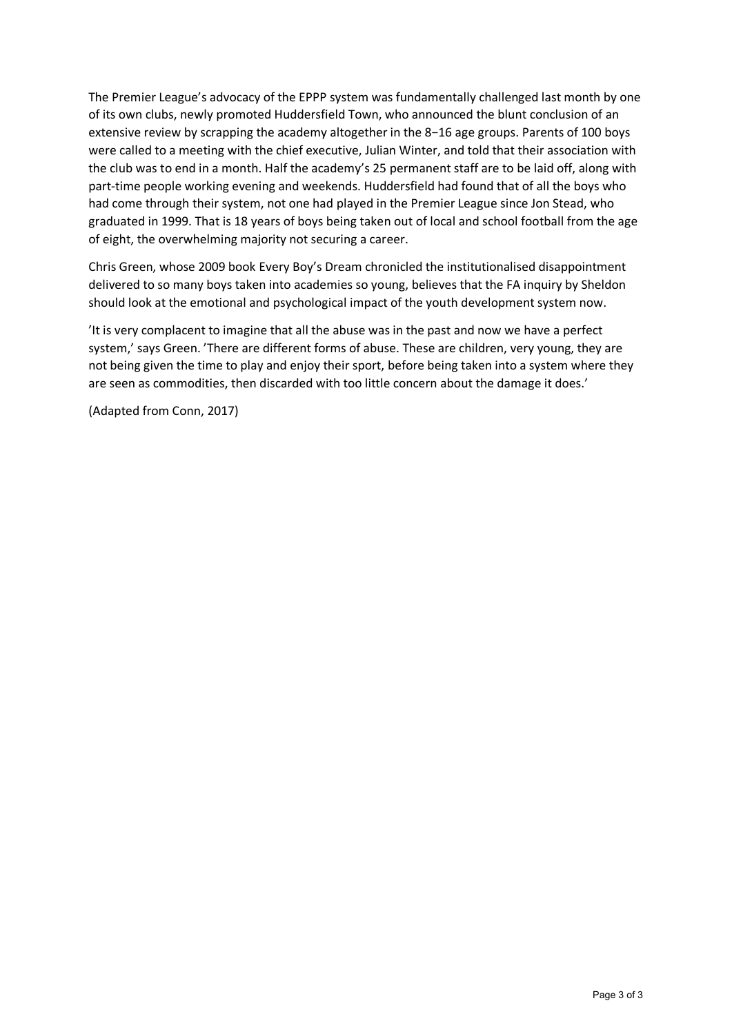The Premier League's advocacy of the EPPP system was fundamentally challenged last month by one of its own clubs, newly promoted Huddersfield Town, who announced the blunt conclusion of an extensive review by scrapping the academy altogether in the 8−16 age groups. Parents of 100 boys were called to a meeting with the chief executive, Julian Winter, and told that their association with the club was to end in a month. Half the academy's 25 permanent staff are to be laid off, along with part-time people working evening and weekends. Huddersfield had found that of all the boys who had come through their system, not one had played in the Premier League since Jon Stead, who graduated in 1999. That is 18 years of boys being taken out of local and school football from the age of eight, the overwhelming majority not securing a career.

Chris Green, whose 2009 book Every Boy's Dream chronicled the institutionalised disappointment delivered to so many boys taken into academies so young, believes that the FA inquiry by Sheldon should look at the emotional and psychological impact of the youth development system now.

'It is very complacent to imagine that all the abuse was in the past and now we have a perfect system,' says Green. 'There are different forms of abuse. These are children, very young, they are not being given the time to play and enjoy their sport, before being taken into a system where they are seen as commodities, then discarded with too little concern about the damage it does.'

(Adapted from Conn, 2017)